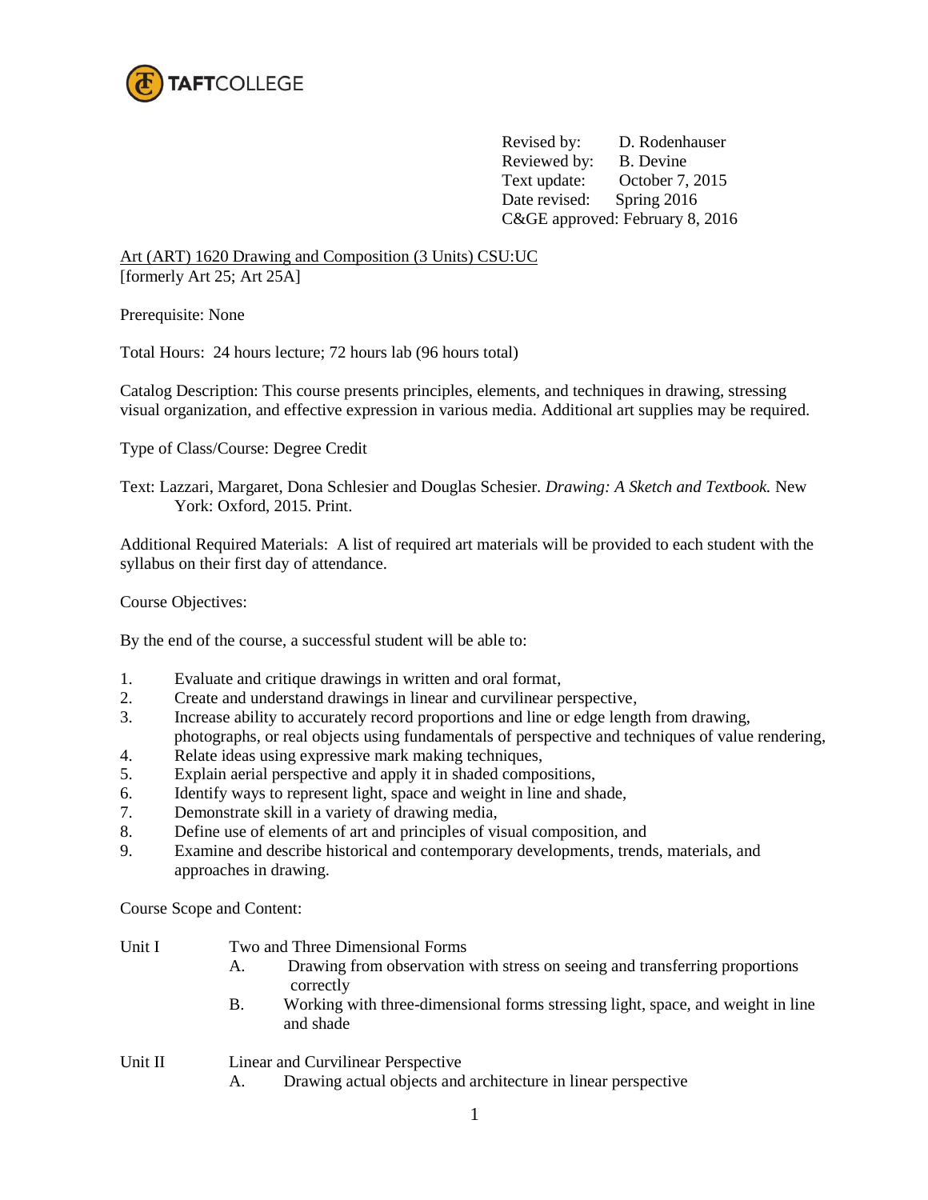TAFTCOLLEGE

Revised by: D. Rodenhauser
Reviewed by: B. Devine
Text update: October 7, 2015
Date revised: Spring 2016
C&GE approved: February 8, 2016

Art (ART) 1620 Drawing and Composition (3 Units) CSU:UC
[formerly Art 25; Art 25A]

Prerequisite: None

Total Hours: 24 hours lecture; 72 hours lab (96 hours total)

Catalog Description: This course presents principles, elements, and techniques in drawing, stressing visual organization, and effective expression in various media. Additional art supplies may be required.

Type of Class/Course: Degree Credit

Text: Lazzari, Margaret, Dona Schlesier and Douglas Schesier. *Drawing: A Sketch and Textbook.* New York: Oxford, 2015. Print.

Additional Required Materials: A list of required art materials will be provided to each student with the syllabus on their first day of attendance.

Course Objectives:

By the end of the course, a successful student will be able to:

1. Evaluate and critique drawings in written and oral format,
2. Create and understand drawings in linear and curvilinear perspective,
3. Increase ability to accurately record proportions and line or edge length from drawing, photographs, or real objects using fundamentals of perspective and techniques of value rendering,
4. Relate ideas using expressive mark making techniques,
5. Explain aerial perspective and apply it in shaded compositions,
6. Identify ways to represent light, space and weight in line and shade,
7. Demonstrate skill in a variety of drawing media,
8. Define use of elements of art and principles of visual composition, and
9. Examine and describe historical and contemporary developments, trends, materials, and approaches in drawing.

Course Scope and Content:

Unit I Two and Three Dimensional Forms

- A. Drawing from observation with stress on seeing and transferring proportions correctly
- B. Working with three-dimensional forms stressing light, space, and weight in line and shade

Unit II Linear and Curvilinear Perspective

- A. Drawing actual objects and architecture in linear perspective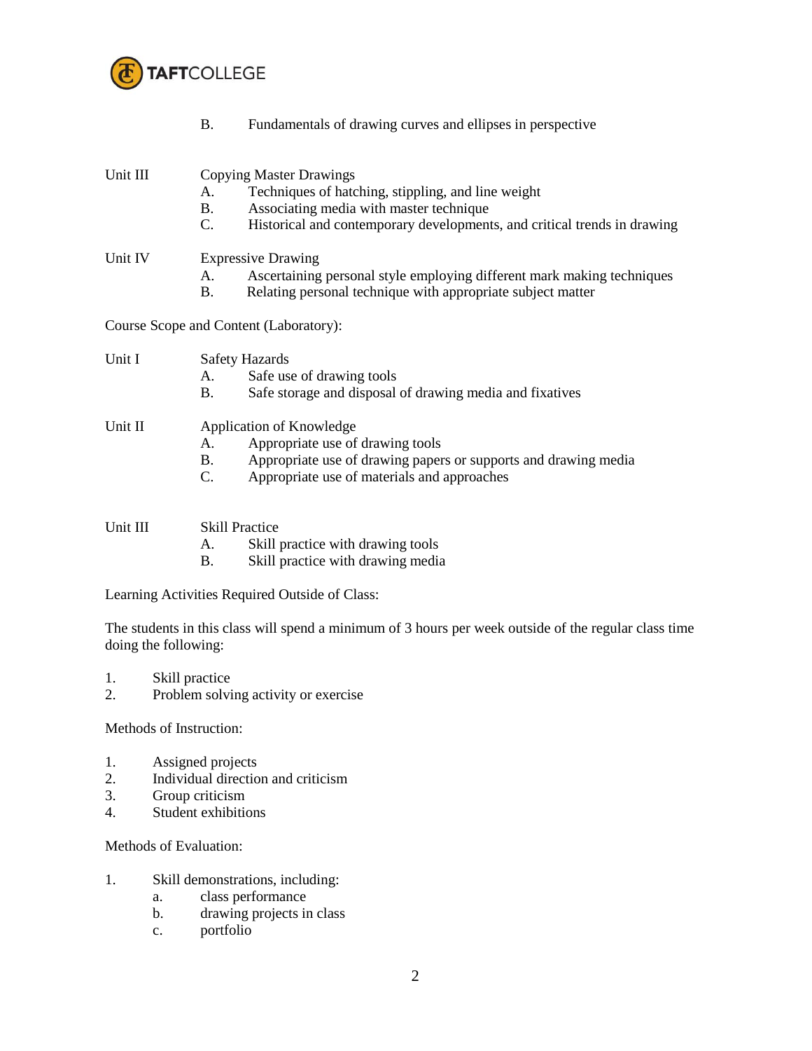B. Fundamentals of drawing curves and ellipses in perspective

Unit III Copying Master Drawings
- A. Techniques of hatching, stippling, and line weight
- B. Associating media with master technique
- C. Historical and contemporary developments, and critical trends in drawing

Unit IV Expressive Drawing
- A. Ascertaining personal style employing different mark making techniques
- B. Relating personal technique with appropriate subject matter

Course Scope and Content (Laboratory):

Unit I Safety Hazards
- A. Safe use of drawing tools
- B. Safe storage and disposal of drawing media and fixatives

Unit II Application of Knowledge
- A. Appropriate use of drawing tools
- B. Appropriate use of drawing papers or supports and drawing media
- C. Appropriate use of materials and approaches

Unit III Skill Practice
- A. Skill practice with drawing tools
- B. Skill practice with drawing media

Learning Activities Required Outside of Class:

The students in this class will spend a minimum of 3 hours per week outside of the regular class time doing the following:

1. Skill practice
2. Problem solving activity or exercise

Methods of Instruction:

1. Assigned projects
2. Individual direction and criticism
3. Group criticism
4. Student exhibitions

Methods of Evaluation:

1. Skill demonstrations, including:
   a. class performance
   b. drawing projects in class
   c. portfolio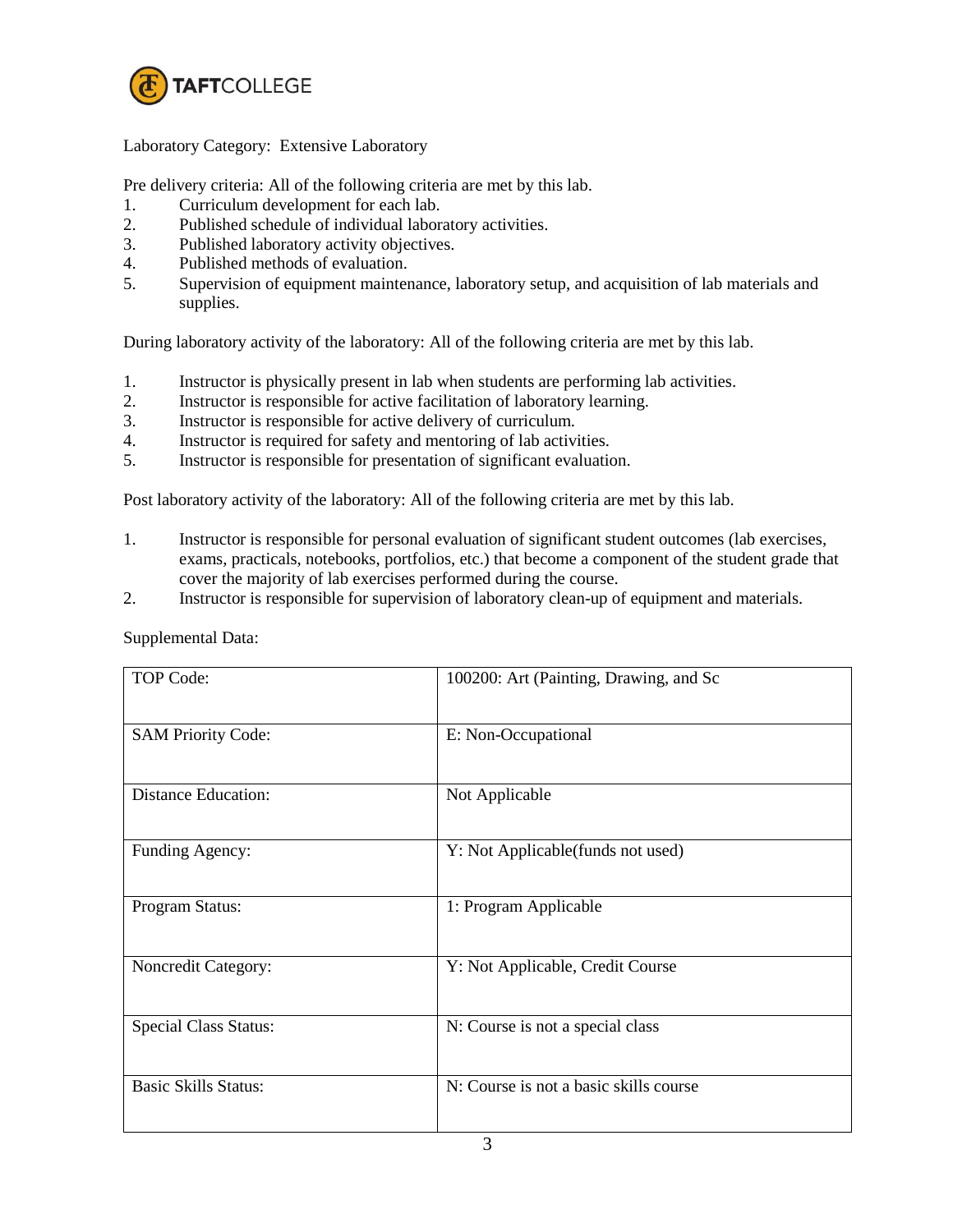Laboratory Category: Extensive Laboratory

Pre delivery criteria: All of the following criteria are met by this lab.

1. Curriculum development for each lab.
2. Published schedule of individual laboratory activities.
3. Published laboratory activity objectives.
4. Published methods of evaluation.
5. Supervision of equipment maintenance, laboratory setup, and acquisition of lab materials and supplies.

During laboratory activity of the laboratory: All of the following criteria are met by this lab.

1. Instructor is physically present in lab when students are performing lab activities.
2. Instructor is responsible for active facilitation of laboratory learning.
3. Instructor is responsible for active delivery of curriculum.
4. Instructor is required for safety and mentoring of lab activities.
5. Instructor is responsible for presentation of significant evaluation.

Post laboratory activity of the laboratory: All of the following criteria are met by this lab.

1. Instructor is responsible for personal evaluation of significant student outcomes (lab exercises, exams, practicals, notebooks, portfolios, etc.) that become a component of the student grade that cover the majority of lab exercises performed during the course.
2. Instructor is responsible for supervision of laboratory clean-up of equipment and materials.

Supplemental Data:

| | |
|---|---|
| TOP Code: | 100200: Art (Painting, Drawing, and Sc |
| SAM Priority Code: | E: Non-Occupational |
| Distance Education: | Not Applicable |
| Funding Agency: | Y: Not Applicable(funds not used) |
| Program Status: | 1: Program Applicable |
| Noncredit Category: | Y: Not Applicable, Credit Course |
| Special Class Status: | N: Course is not a special class |
| Basic Skills Status: | N: Course is not a basic skills course |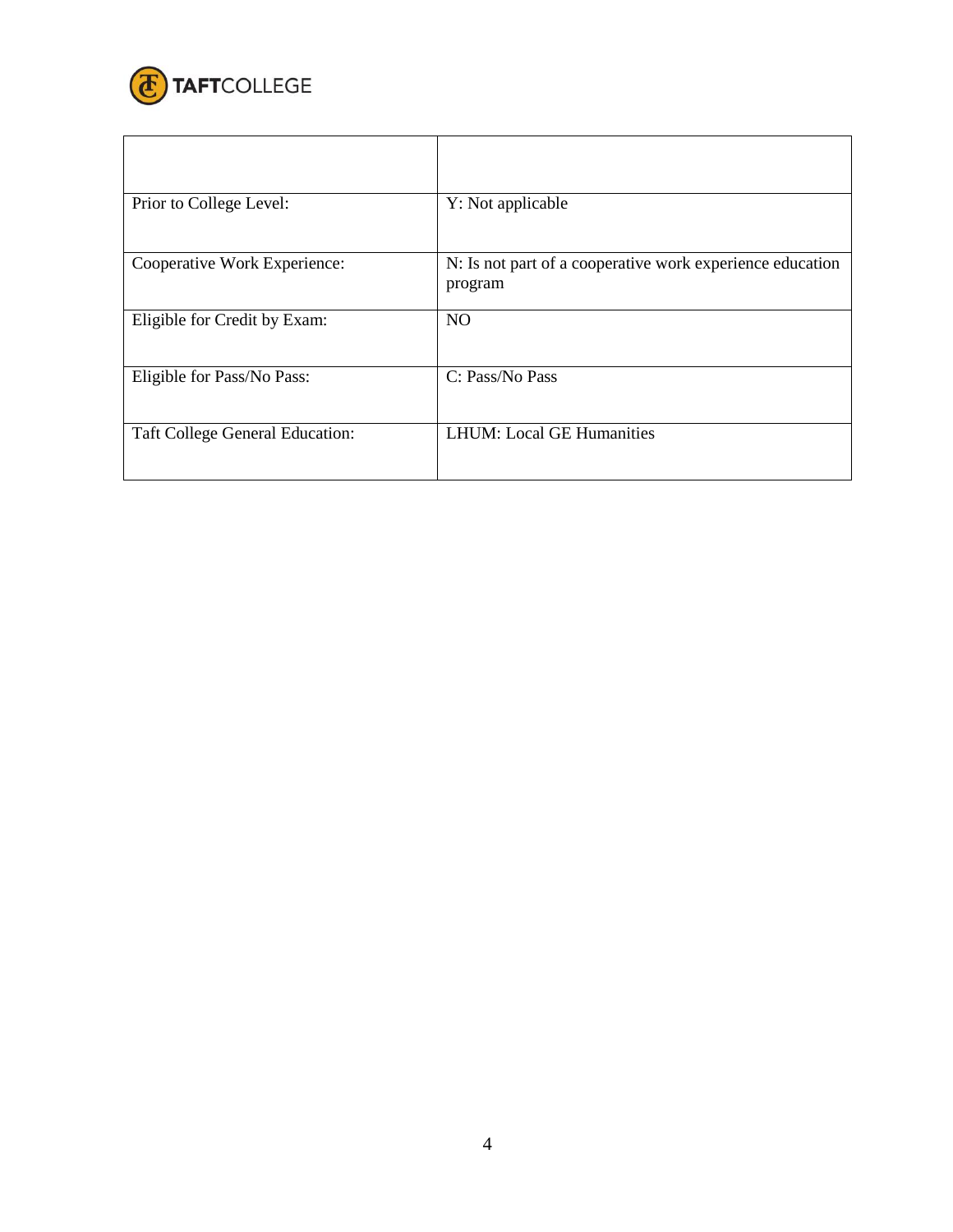| | |
|---|---|
| Prior to College Level: | Y: Not applicable |
| Cooperative Work Experience: | N: Is not part of a cooperative work experience education program |
| Eligible for Credit by Exam: | NO |
| Eligible for Pass/No Pass: | C: Pass/No Pass |
| Taft College General Education: | LHUM: Local GE Humanities |